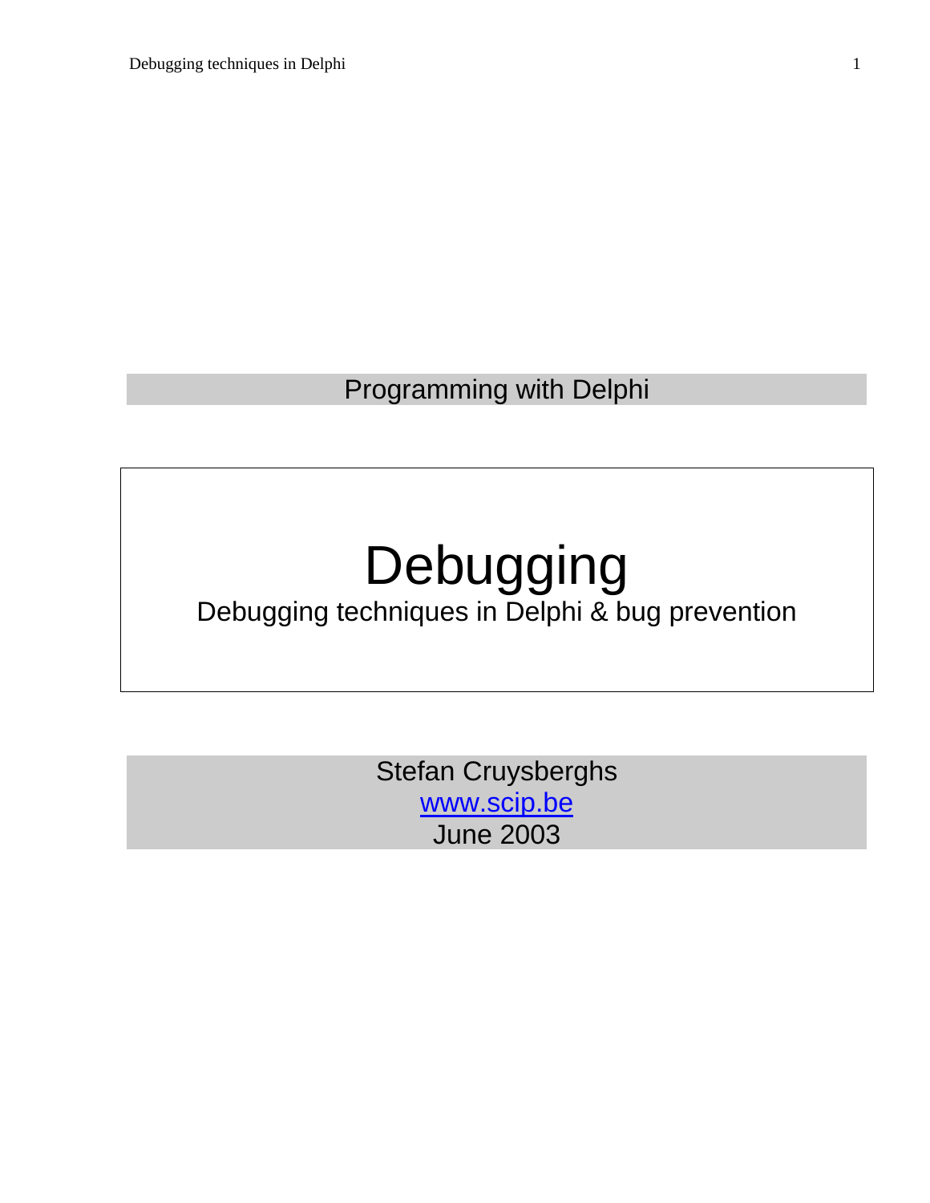Programming with Delphi

# Debugging

Debugging techniques in Delphi & bug prevention

Stefan Cruysberghs
[www.scip.be](http://www.scip.be)
June 2003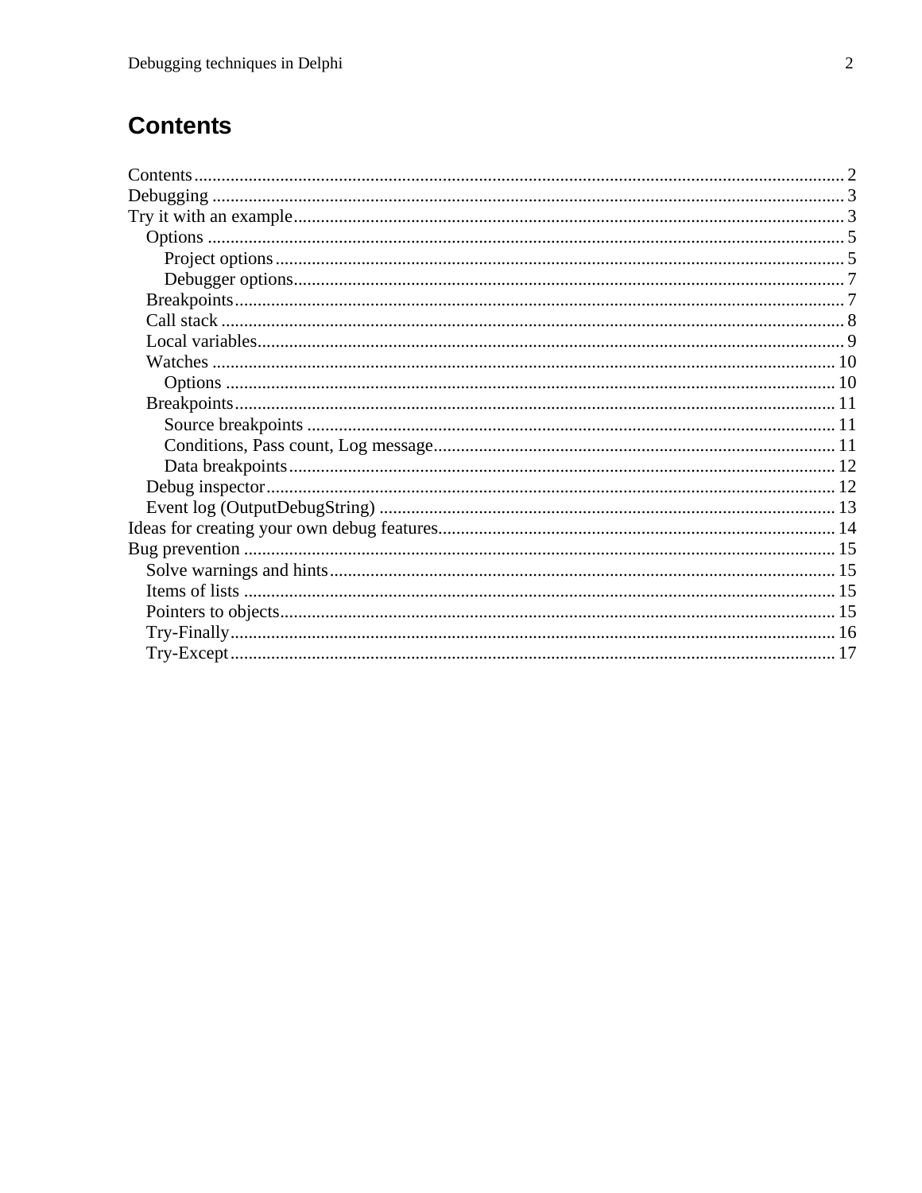# Contents

- Contents ... 2
- Debugging ... 3
- Try it with an example ... 3
  - Options ... 5
    - Project options ... 5
    - Debugger options ... 7
  - Breakpoints ... 7
  - Call stack ... 8
  - Local variables ... 9
  - Watches ... 10
    - Options ... 10
  - Breakpoints ... 11
    - Source breakpoints ... 11
    - Conditions, Pass count, Log message ... 11
    - Data breakpoints ... 12
  - Debug inspector ... 12
  - Event log (OutputDebugString) ... 13
- Ideas for creating your own debug features ... 14
- Bug prevention ... 15
  - Solve warnings and hints ... 15
  - Items of lists ... 15
  - Pointers to objects ... 15
  - Try-Finally ... 16
  - Try-Except ... 17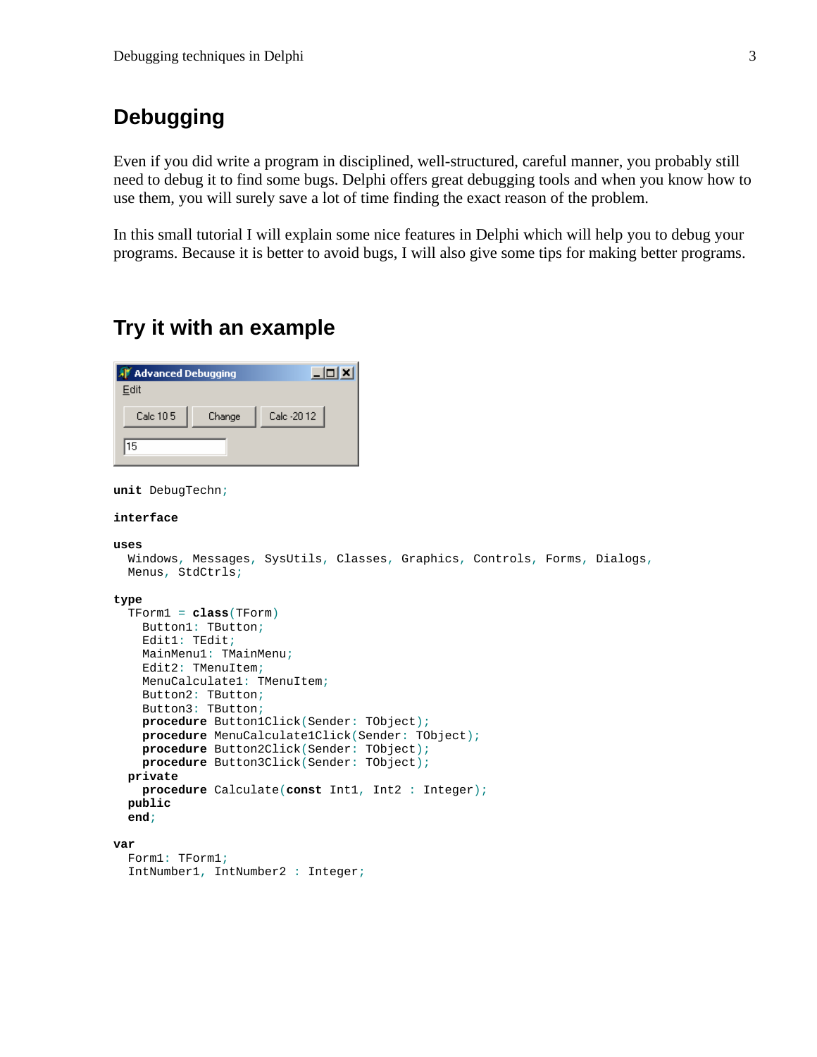## Debugging

Even if you did write a program in disciplined, well-structured, careful manner, you probably still need to debug it to find some bugs. Delphi offers great debugging tools and when you know how to use them, you will surely save a lot of time finding the exact reason of the problem.

In this small tutorial I will explain some nice features in Delphi which will help you to debug your programs. Because it is better to avoid bugs, I will also give some tips for making better programs.

## Try it with an example

```
unit DebugTechn;

interface

uses
  Windows, Messages, SysUtils, Classes, Graphics, Controls, Forms, Dialogs,
  Menus, StdCtrls;

type
  TForm1 = class(TForm)
    Button1: TButton;
    Edit1: TEdit;
    MainMenu1: TMainMenu;
    Edit2: TMenuItem;
    MenuCalculate1: TMenuItem;
    Button2: TButton;
    Button3: TButton;
    procedure Button1Click(Sender: TObject);
    procedure MenuCalculate1Click(Sender: TObject);
    procedure Button2Click(Sender: TObject);
    procedure Button3Click(Sender: TObject);
  private
    procedure Calculate(const Int1, Int2 : Integer);
  public
  end;

var
  Form1: TForm1;
  IntNumber1, IntNumber2 : Integer;
```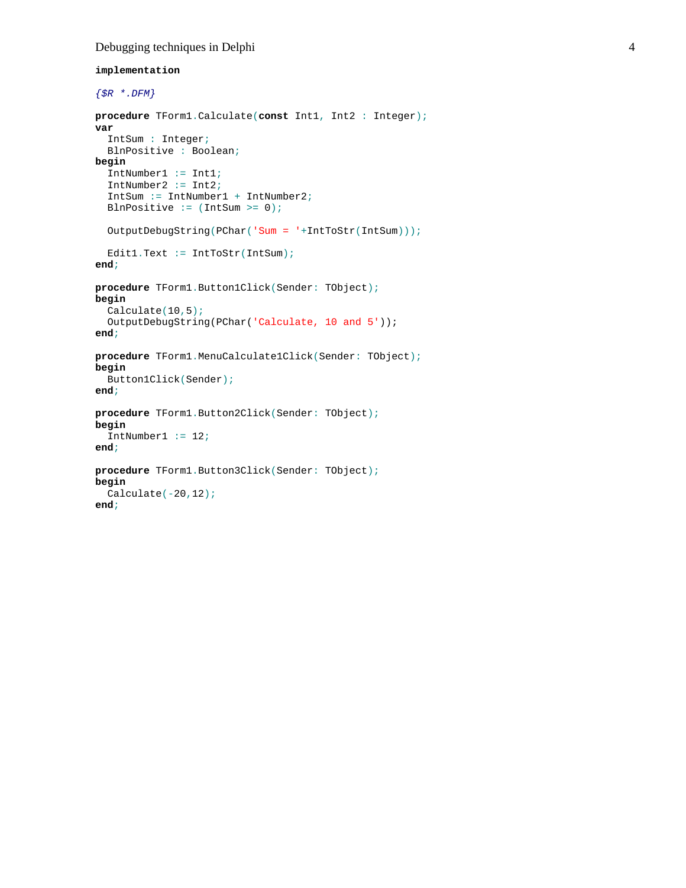```
implementation

{$R *.DFM}

procedure TForm1.Calculate(const Int1, Int2 : Integer);
var
  IntSum : Integer;
  BlnPositive : Boolean;
begin
  IntNumber1 := Int1;
  IntNumber2 := Int2;
  IntSum := IntNumber1 + IntNumber2;
  BlnPositive := (IntSum >= 0);

  OutputDebugString(PChar('Sum = '+IntToStr(IntSum)));

  Edit1.Text := IntToStr(IntSum);
end;

procedure TForm1.Button1Click(Sender: TObject);
begin
  Calculate(10,5);
  OutputDebugString(PChar('Calculate, 10 and 5'));
end;

procedure TForm1.MenuCalculate1Click(Sender: TObject);
begin
  Button1Click(Sender);
end;

procedure TForm1.Button2Click(Sender: TObject);
begin
  IntNumber1 := 12;
end;

procedure TForm1.Button3Click(Sender: TObject);
begin
  Calculate(-20,12);
end;
```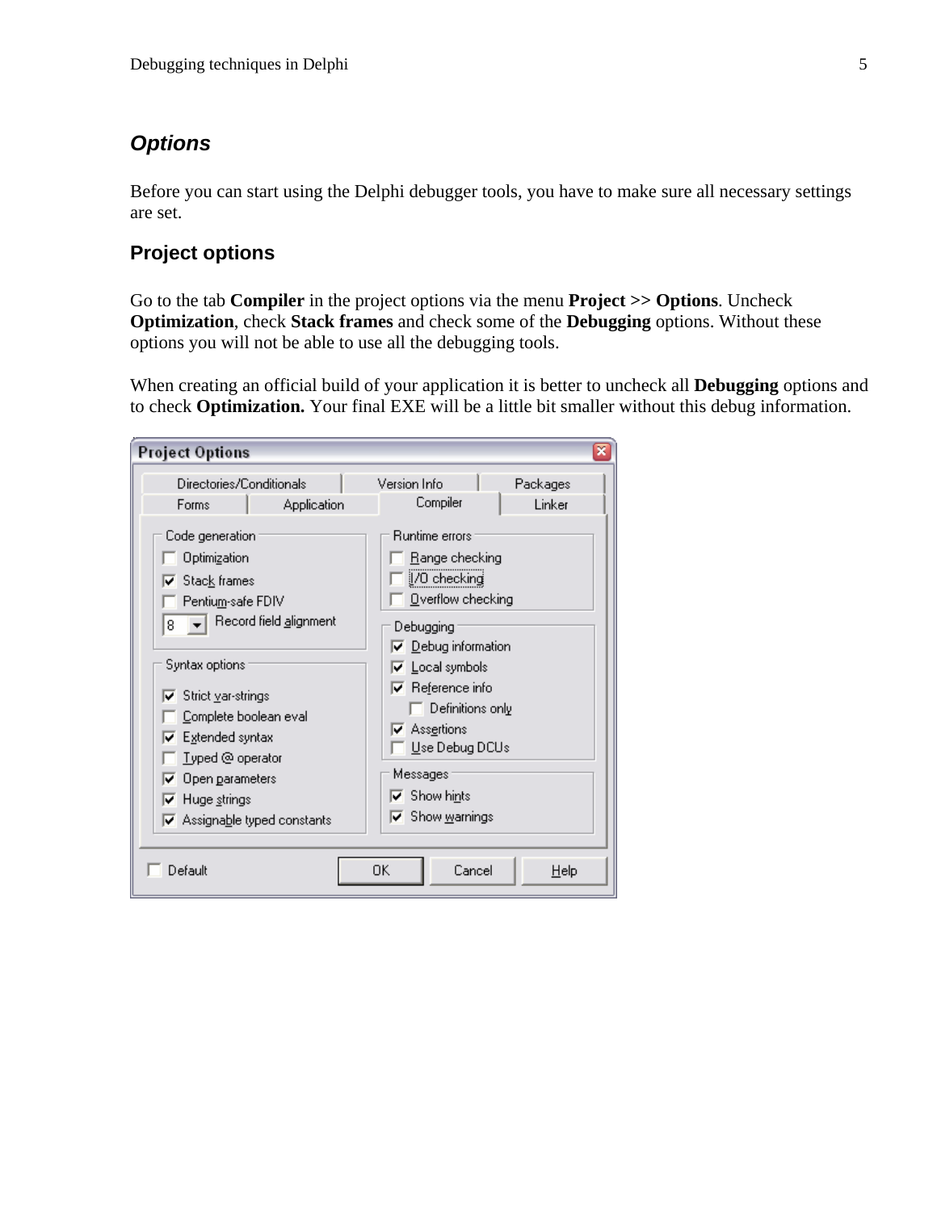## *Options*

Before you can start using the Delphi debugger tools, you have to make sure all necessary settings are set.

### Project options

Go to the tab **Compiler** in the project options via the menu **Project >> Options**. Uncheck **Optimization**, check **Stack frames** and check some of the **Debugging** options. Without these options you will not be able to use all the debugging tools.

When creating an official build of your application it is better to uncheck all **Debugging** options and to check **Optimization.** Your final EXE will be a little bit smaller without this debug information.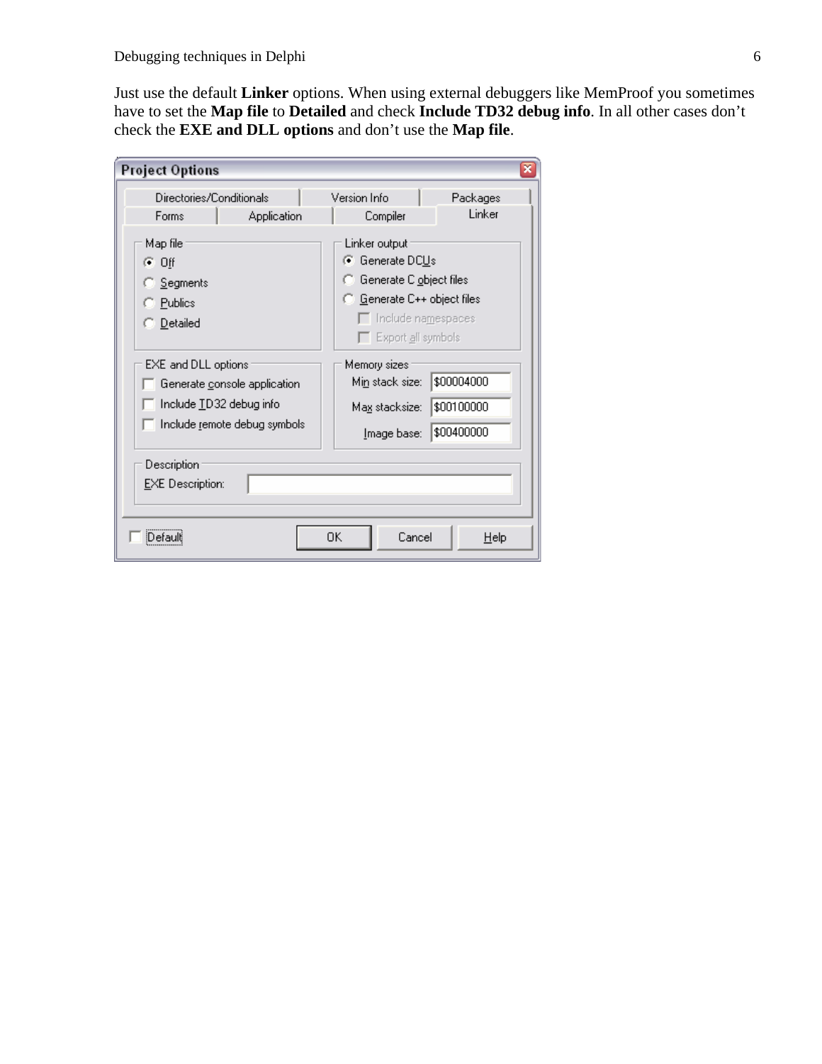Just use the default **Linker** options. When using external debuggers like MemProof you sometimes have to set the **Map file** to **Detailed** and check **Include TD32 debug info**. In all other cases don't check the **EXE and DLL options** and don't use the **Map file**.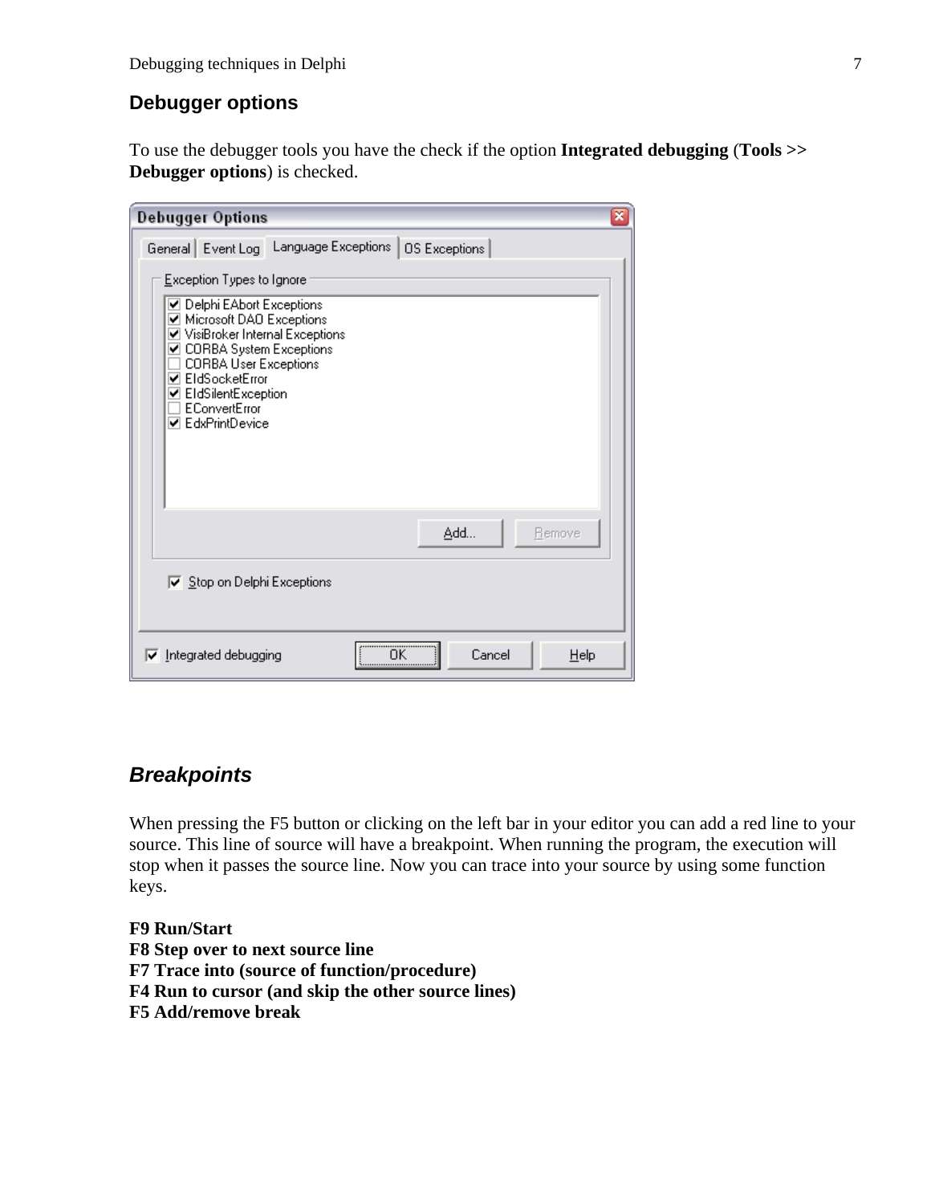## Debugger options

To use the debugger tools you have the check if the option **Integrated debugging** (**Tools >> Debugger options**) is checked.

## *Breakpoints*

When pressing the F5 button or clicking on the left bar in your editor you can add a red line to your source. This line of source will have a breakpoint. When running the program, the execution will stop when it passes the source line. Now you can trace into your source by using some function keys.

**F9 Run/Start**
**F8 Step over to next source line**
**F7 Trace into (source of function/procedure)**
**F4 Run to cursor (and skip the other source lines)**
**F5 Add/remove break**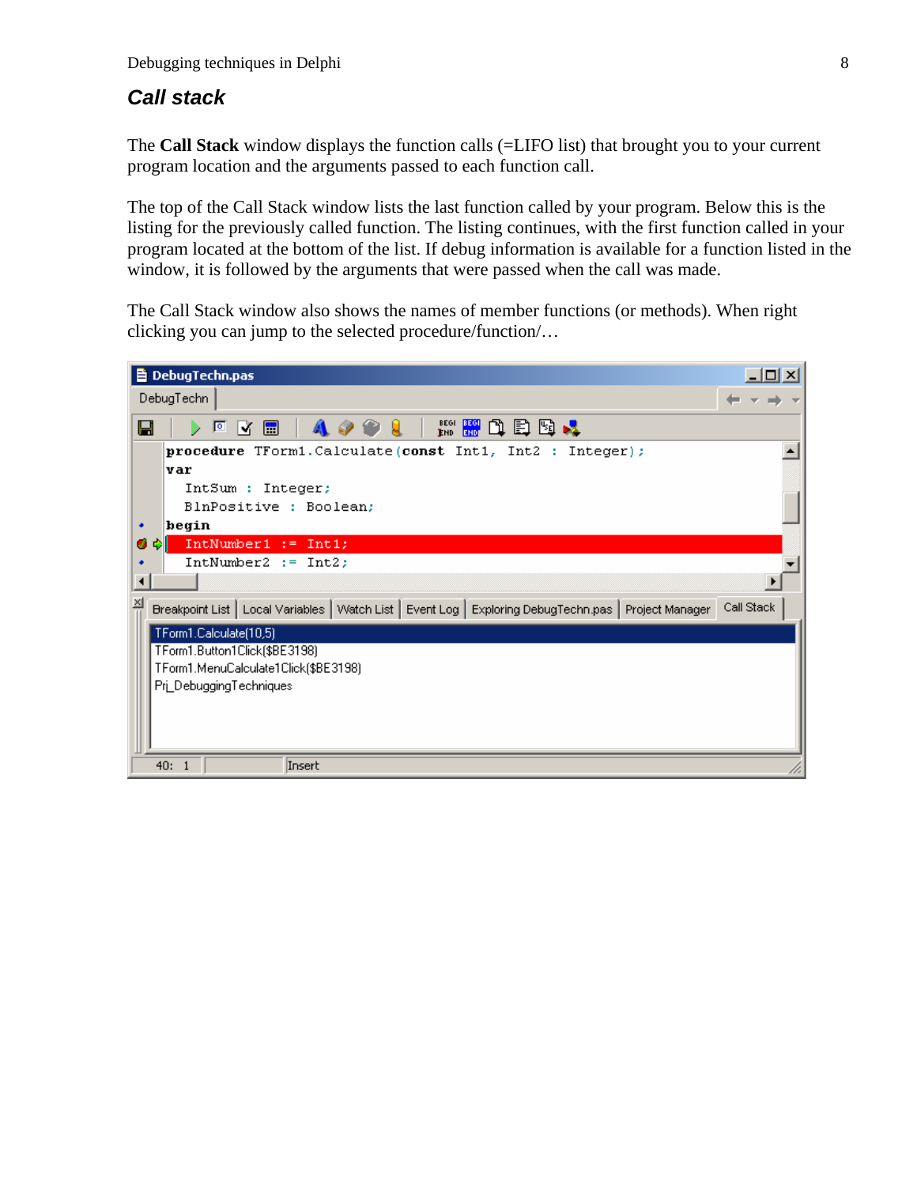## *Call stack*

The **Call Stack** window displays the function calls (=LIFO list) that brought you to your current program location and the arguments passed to each function call.

The top of the Call Stack window lists the last function called by your program. Below this is the listing for the previously called function. The listing continues, with the first function called in your program located at the bottom of the list. If debug information is available for a function listed in the window, it is followed by the arguments that were passed when the call was made.

The Call Stack window also shows the names of member functions (or methods). When right clicking you can jump to the selected procedure/function/…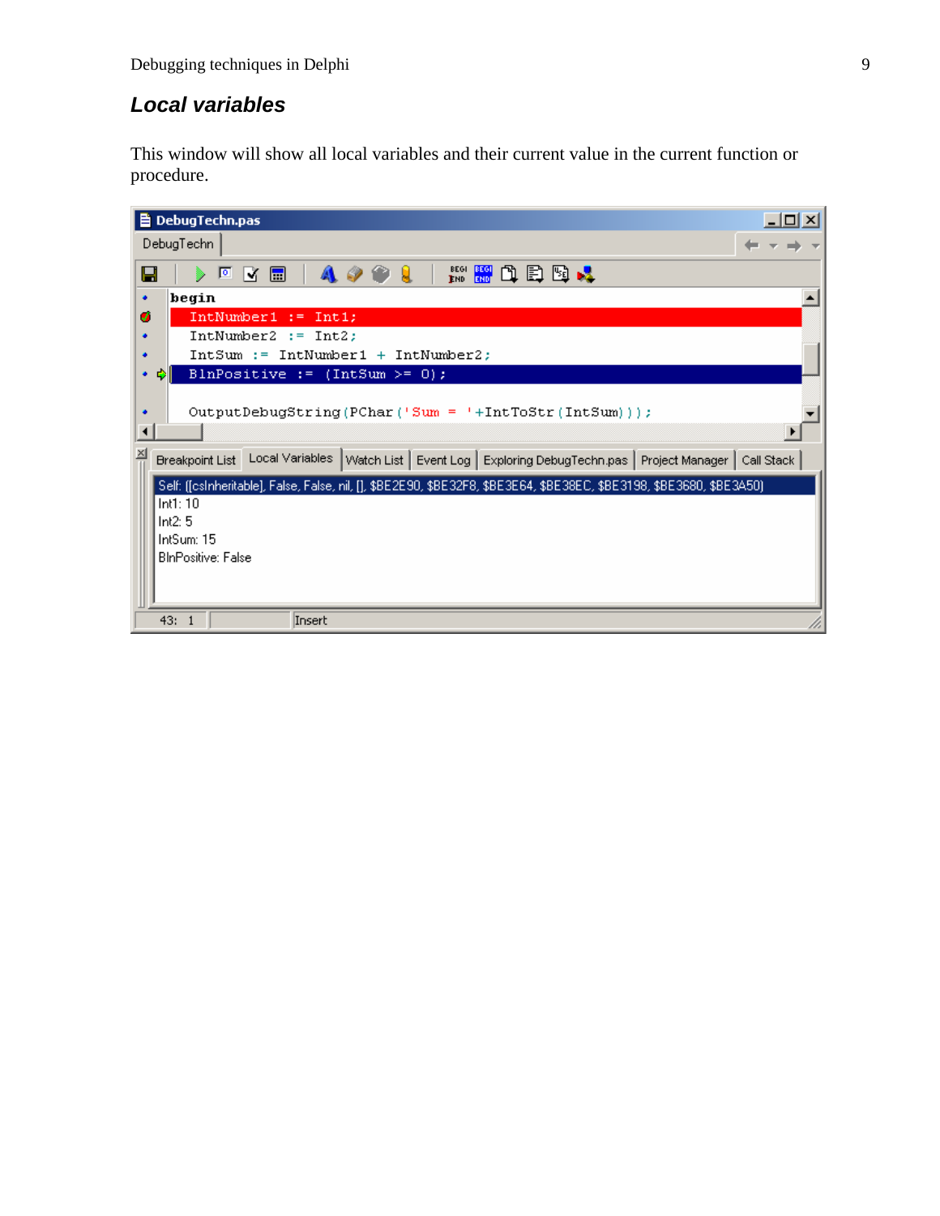## Local variables

This window will show all local variables and their current value in the current function or procedure.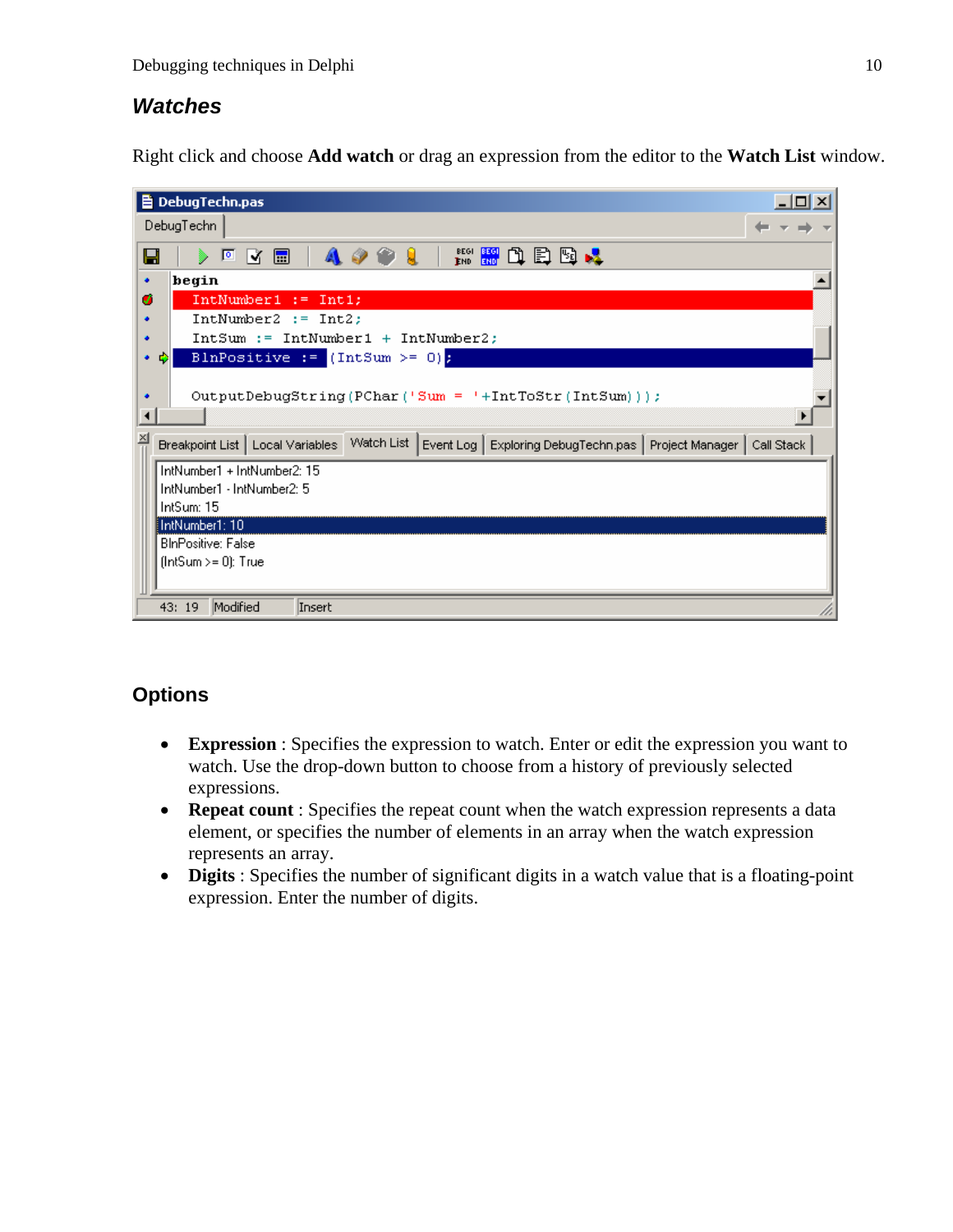## Watches

Right click and choose **Add watch** or drag an expression from the editor to the **Watch List** window.

## Options

- **Expression** : Specifies the expression to watch. Enter or edit the expression you want to watch. Use the drop-down button to choose from a history of previously selected expressions.
- **Repeat count** : Specifies the repeat count when the watch expression represents a data element, or specifies the number of elements in an array when the watch expression represents an array.
- **Digits** : Specifies the number of significant digits in a watch value that is a floating-point expression. Enter the number of digits.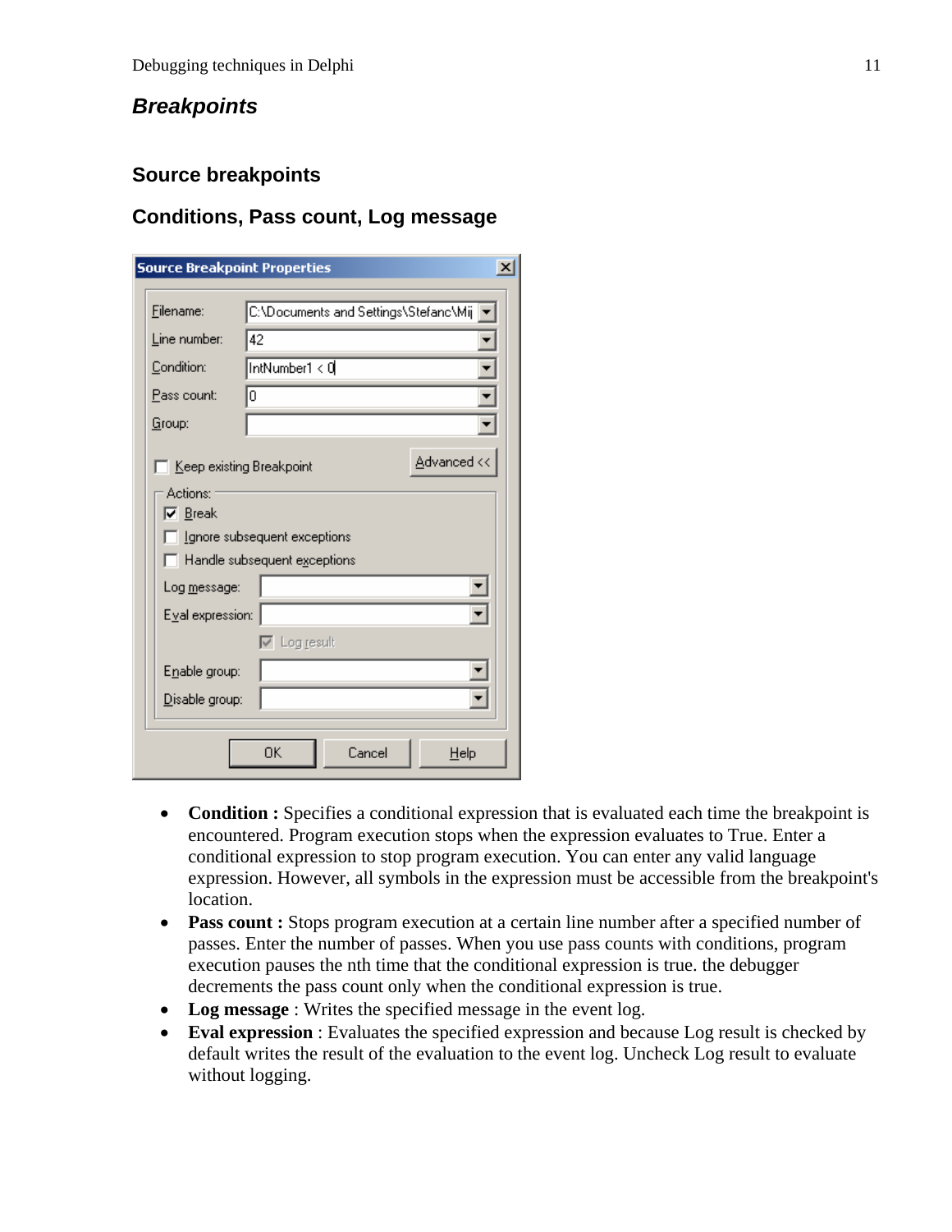## *Breakpoints*

### Source breakpoints

### Conditions, Pass count, Log message

- **Condition :** Specifies a conditional expression that is evaluated each time the breakpoint is encountered. Program execution stops when the expression evaluates to True. Enter a conditional expression to stop program execution. You can enter any valid language expression. However, all symbols in the expression must be accessible from the breakpoint's location.
- **Pass count :** Stops program execution at a certain line number after a specified number of passes. Enter the number of passes. When you use pass counts with conditions, program execution pauses the nth time that the conditional expression is true. the debugger decrements the pass count only when the conditional expression is true.
- **Log message** : Writes the specified message in the event log.
- **Eval expression** : Evaluates the specified expression and because Log result is checked by default writes the result of the evaluation to the event log. Uncheck Log result to evaluate without logging.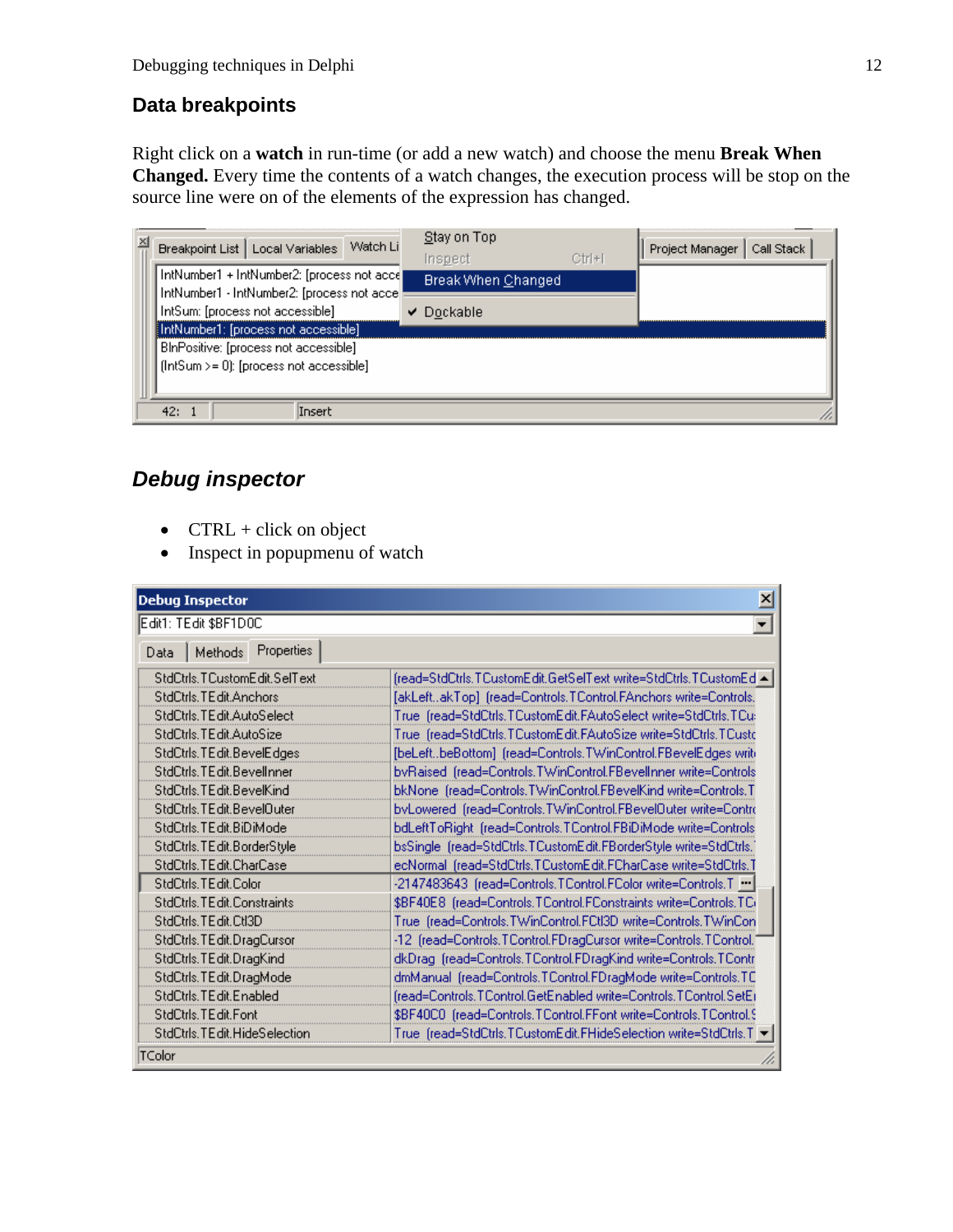## Data breakpoints

Right click on a **watch** in run-time (or add a new watch) and choose the menu **Break When Changed.** Every time the contents of a watch changes, the execution process will be stop on the source line were on of the elements of the expression has changed.

## *Debug inspector*

- CTRL + click on object
- Inspect in popupmenu of watch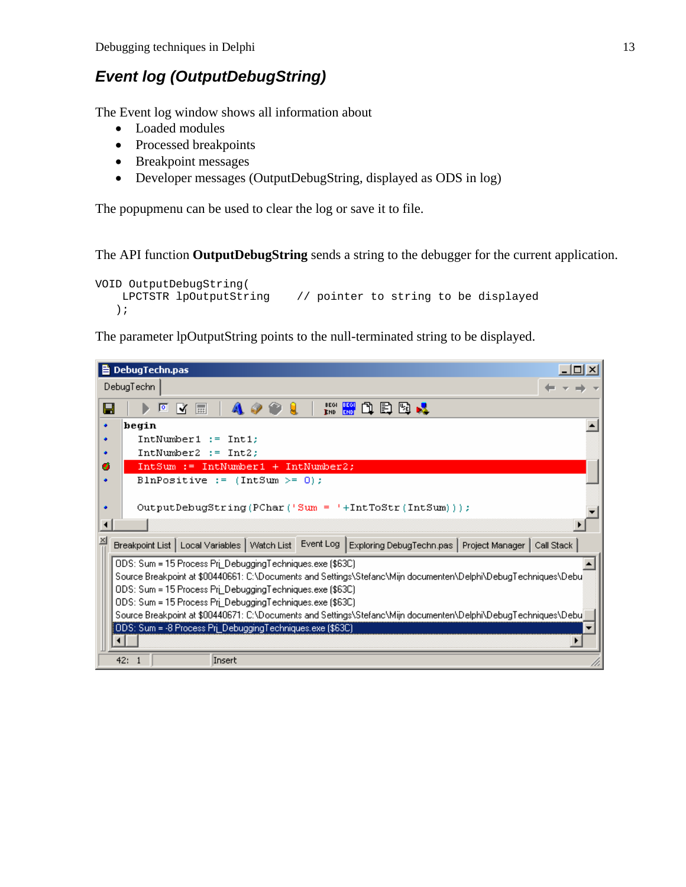## *Event log (OutputDebugString)*

The Event log window shows all information about

- Loaded modules
- Processed breakpoints
- Breakpoint messages
- Developer messages (OutputDebugString, displayed as ODS in log)

The popupmenu can be used to clear the log or save it to file.

The API function **OutputDebugString** sends a string to the debugger for the current application.

```
VOID OutputDebugString(
    LPCTSTR lpOutputString    // pointer to string to be displayed
   );
```

The parameter lpOutputString points to the null-terminated string to be displayed.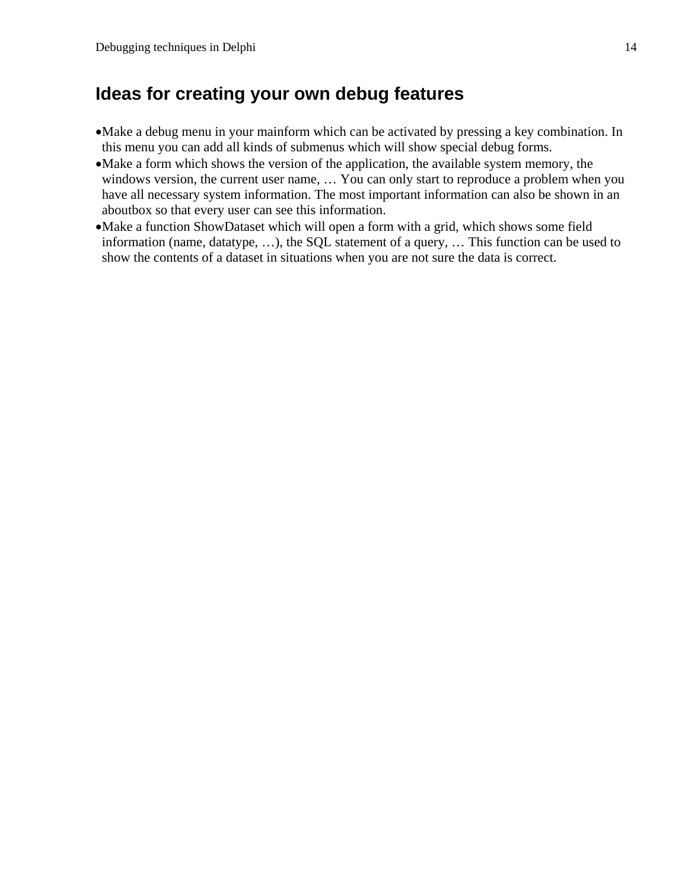## Ideas for creating your own debug features

- Make a debug menu in your mainform which can be activated by pressing a key combination. In this menu you can add all kinds of submenus which will show special debug forms.
- Make a form which shows the version of the application, the available system memory, the windows version, the current user name, … You can only start to reproduce a problem when you have all necessary system information. The most important information can also be shown in an aboutbox so that every user can see this information.
- Make a function ShowDataset which will open a form with a grid, which shows some field information (name, datatype, …), the SQL statement of a query, … This function can be used to show the contents of a dataset in situations when you are not sure the data is correct.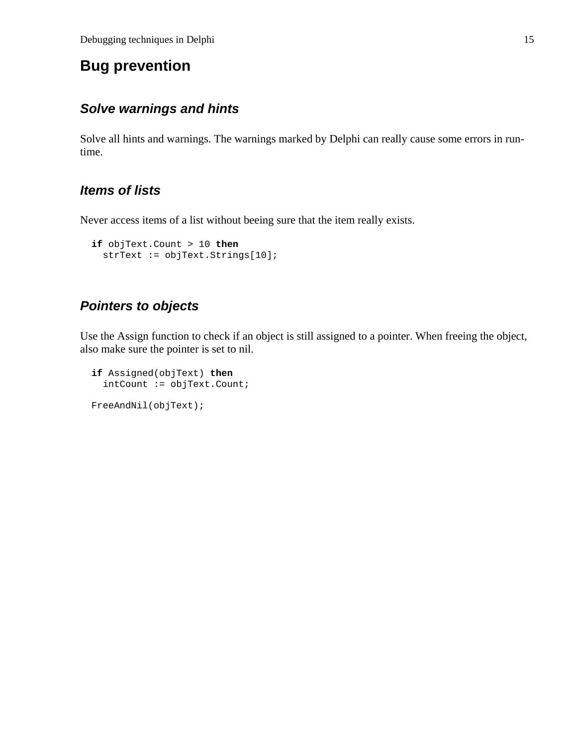# Bug prevention

## *Solve warnings and hints*

Solve all hints and warnings. The warnings marked by Delphi can really cause some errors in run-time.

## *Items of lists*

Never access items of a list without beeing sure that the item really exists.

```
if objText.Count > 10 then
  strText := objText.Strings[10];
```

## *Pointers to objects*

Use the Assign function to check if an object is still assigned to a pointer. When freeing the object, also make sure the pointer is set to nil.

```
if Assigned(objText) then
  intCount := objText.Count;

FreeAndNil(objText);
```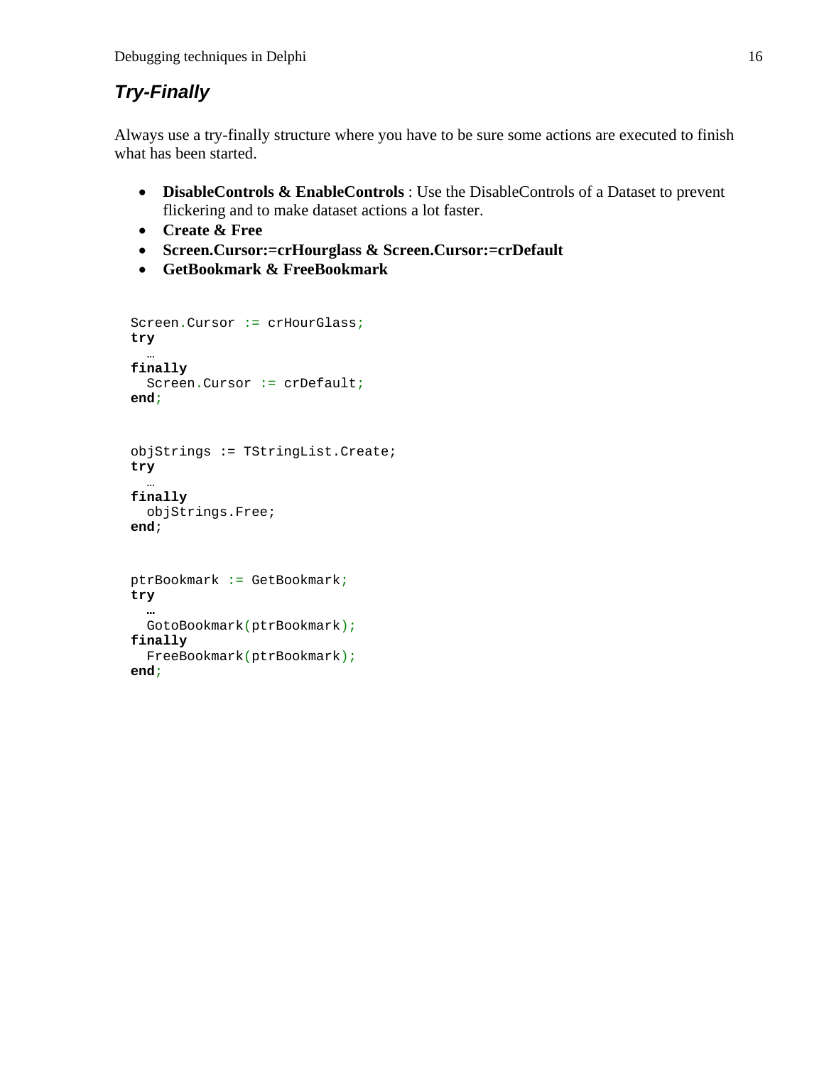## *Try-Finally*

Always use a try-finally structure where you have to be sure some actions are executed to finish what has been started.

- **DisableControls & EnableControls** : Use the DisableControls of a Dataset to prevent flickering and to make dataset actions a lot faster.
- **Create & Free**
- **Screen.Cursor:=crHourglass & Screen.Cursor:=crDefault**
- **GetBookmark & FreeBookmark**

```
Screen.Cursor := crHourGlass;
try
  …
finally
  Screen.Cursor := crDefault;
end;
```

```
objStrings := TStringList.Create;
try
  …
finally
  objStrings.Free;
end;
```

```
ptrBookmark := GetBookmark;
try
  …
  GotoBookmark(ptrBookmark);
finally
  FreeBookmark(ptrBookmark);
end;
```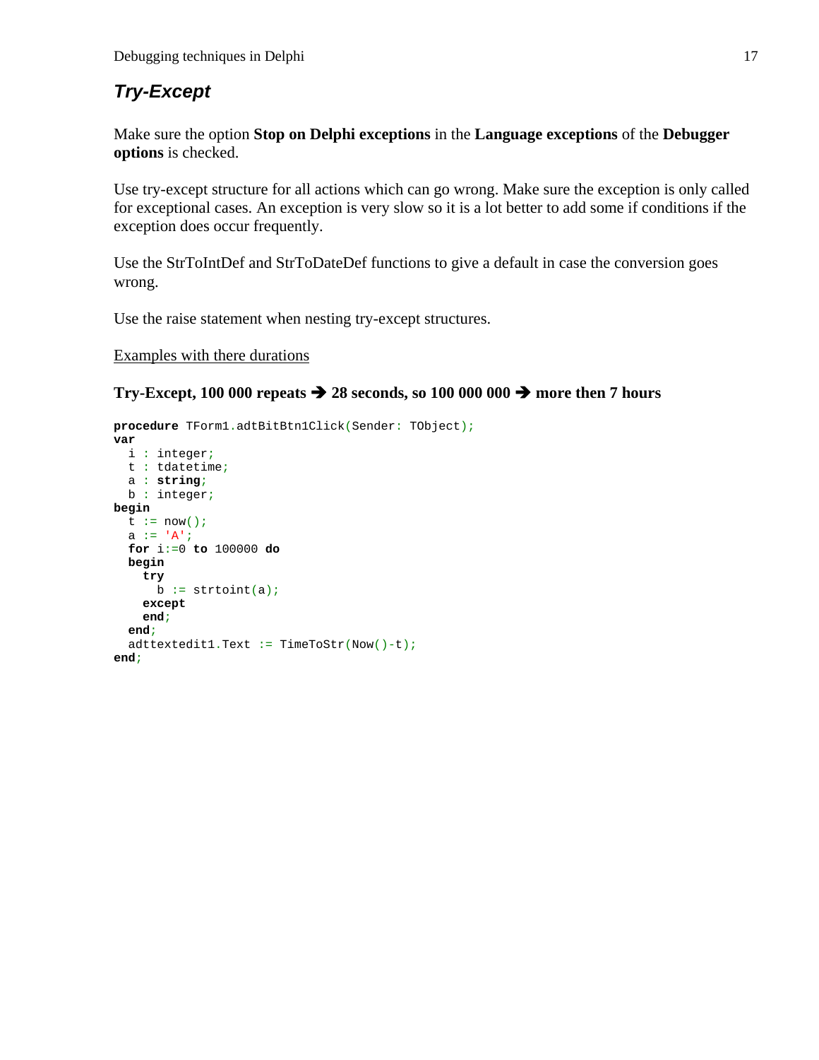## *Try-Except*

Make sure the option **Stop on Delphi exceptions** in the **Language exceptions** of the **Debugger options** is checked.

Use try-except structure for all actions which can go wrong. Make sure the exception is only called for exceptional cases. An exception is very slow so it is a lot better to add some if conditions if the exception does occur frequently.

Use the StrToIntDef and StrToDateDef functions to give a default in case the conversion goes wrong.

Use the raise statement when nesting try-except structures.

<u>Examples with there durations</u>

**Try-Except, 100 000 repeats ➔ 28 seconds, so 100 000 000 ➔ more then 7 hours**

```
procedure TForm1.adtBitBtn1Click(Sender: TObject);
var
  i : integer;
  t : tdatetime;
  a : string;
  b : integer;
begin
  t := now();
  a := 'A';
  for i:=0 to 100000 do
  begin
    try
      b := strtoint(a);
    except
    end;
  end;
  adttextedit1.Text := TimeToStr(Now()-t);
end;
```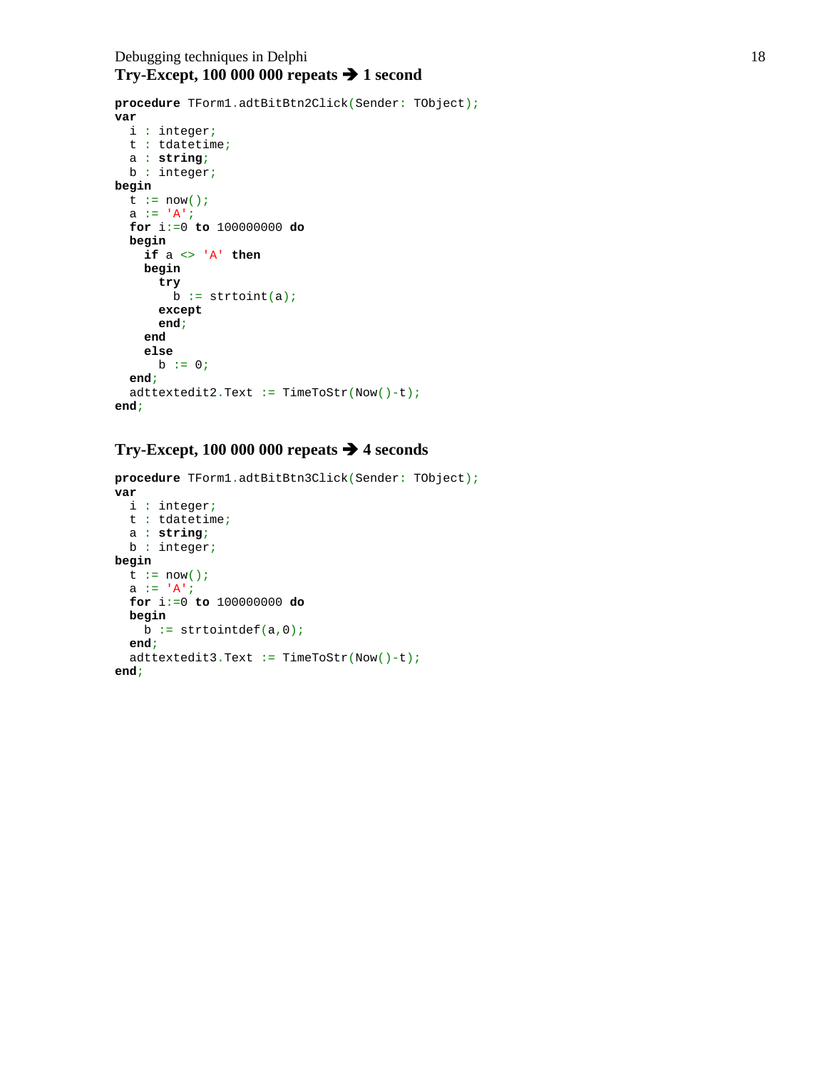## Try-Except, 100 000 000 repeats ➔ 1 second

```
procedure TForm1.adtBitBtn2Click(Sender: TObject);
var
  i : integer;
  t : tdatetime;
  a : string;
  b : integer;
begin
  t := now();
  a := 'A';
  for i:=0 to 100000000 do
  begin
    if a <> 'A' then
    begin
      try
        b := strtoint(a);
      except
      end;
    end
    else
      b := 0;
  end;
  adttextedit2.Text := TimeToStr(Now()-t);
end;
```

## Try-Except, 100 000 000 repeats ➔ 4 seconds

```
procedure TForm1.adtBitBtn3Click(Sender: TObject);
var
  i : integer;
  t : tdatetime;
  a : string;
  b : integer;
begin
  t := now();
  a := 'A';
  for i:=0 to 100000000 do
  begin
    b := strtointdef(a,0);
  end;
  adttextedit3.Text := TimeToStr(Now()-t);
end;
```